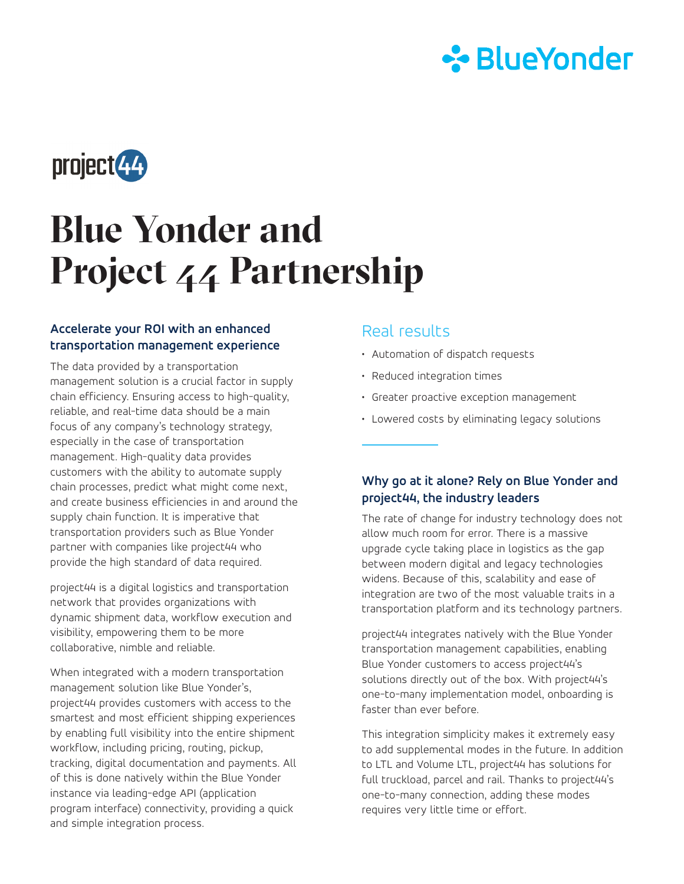# Blue Yonder and Project 44 Partnership

### Accelerate your ROI with an enhanced transportation management experience

The data provided by a transportation management solution is a crucial factor in supply chain efficiency. Ensuring access to high-quality, reliable, and real-time data should be a main focus of any company's technology strategy, especially in the case of transportation management. High-quality data provides customers with the ability to automate supply chain processes, predict what might come next, and create business efficiencies in and around the supply chain function. It is imperative that transportation providers such as Blue Yonder partner with companies like project44 who provide the high standard of data required.

project44 is a digital logistics and transportation network that provides organizations with dynamic shipment data, workflow execution and visibility, empowering them to be more collaborative, nimble and reliable.

When integrated with a modern transportation management solution like Blue Yonder's, project44 provides customers with access to the smartest and most efficient shipping experiences by enabling full visibility into the entire shipment workflow, including pricing, routing, pickup, tracking, digital documentation and payments. All of this is done natively within the Blue Yonder instance via leading-edge API (application program interface) connectivity, providing a quick and simple integration process.

## Real results

- Automation of dispatch requests
- Reduced integration times
- Greater proactive exception management
- Lowered costs by eliminating legacy solutions

### Why go at it alone? Rely on Blue Yonder and project44, the industry leaders

The rate of change for industry technology does not allow much room for error. There is a massive upgrade cycle taking place in logistics as the gap between modern digital and legacy technologies widens. Because of this, scalability and ease of integration are two of the most valuable traits in a transportation platform and its technology partners.

project44 integrates natively with the Blue Yonder transportation management capabilities, enabling Blue Yonder customers to access project44's solutions directly out of the box. With project44's one-to-many implementation model, onboarding is faster than ever before.

This integration simplicity makes it extremely easy to add supplemental modes in the future. In addition to LTL and Volume LTL, project44 has solutions for full truckload, parcel and rail. Thanks to project44's one-to-many connection, adding these modes requires very little time or effort.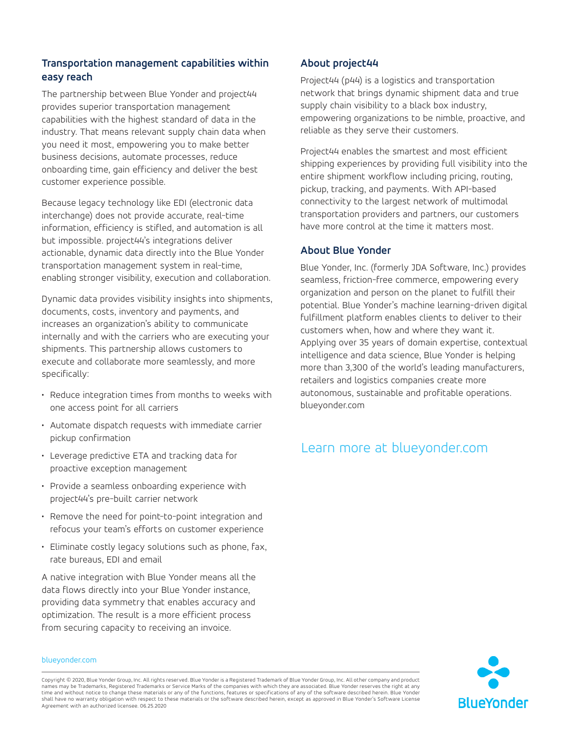## Transportation management capabilities within easy reach

The partnership between Blue Yonder and project44 provides superior transportation management capabilities with the highest standard of data in the industry. That means relevant supply chain data when you need it most, empowering you to make better business decisions, automate processes, reduce onboarding time, gain efficiency and deliver the best customer experience possible.

Because legacy technology like EDI (electronic data interchange) does not provide accurate, real-time information, efficiency is stifled, and automation is all but impossible. project44's integrations deliver actionable, dynamic data directly into the Blue Yonder transportation management system in real-time, enabling stronger visibility, execution and collaboration.

Dynamic data provides visibility insights into shipments, documents, costs, inventory and payments, and increases an organization's ability to communicate internally and with the carriers who are executing your shipments. This partnership allows customers to execute and collaborate more seamlessly, and more specifically:

- Reduce integration times from months to weeks with one access point for all carriers
- Automate dispatch requests with immediate carrier pickup confirmation
- Leverage predictive ETA and tracking data for proactive exception management
- Provide a seamless onboarding experience with project44's pre-built carrier network
- Remove the need for point-to-point integration and refocus your team's efforts on customer experience
- Eliminate costly legacy solutions such as phone, fax, rate bureaus, EDI and email

A native integration with Blue Yonder means all the data flows directly into your Blue Yonder instance, providing data symmetry that enables accuracy and optimization. The result is a more efficient process from securing capacity to receiving an invoice.

## About project44

Project44 (p44) is a logistics and transportation network that brings dynamic shipment data and true supply chain visibility to a black box industry, empowering organizations to be nimble, proactive, and reliable as they serve their customers.

Project44 enables the smartest and most efficient shipping experiences by providing full visibility into the entire shipment workflow including pricing, routing, pickup, tracking, and payments. With API-based connectivity to the largest network of multimodal transportation providers and partners, our customers have more control at the time it matters most.

## About Blue Yonder

Blue Yonder, Inc. (formerly JDA Software, Inc.) provides seamless, friction-free commerce, empowering every organization and person on the planet to fulfill their potential. Blue Yonder's machine learning-driven digital fulfillment platform enables clients to deliver to their customers when, how and where they want it. Applying over 35 years of domain expertise, contextual intelligence and data science, Blue Yonder is helping more than 3,300 of the world's leading manufacturers, retailers and logistics companies create more autonomous, sustainable and profitable operations. blueyonder.com

Learn more at blueyonder.com

blueyonder.com

Copyright © 2020, Blue Yonder Group, Inc. All rights reserved. Blue Yonder is a Registered Trademark of Blue Yonder Group, Inc. All other company and product names may be Trademarks, Registered Trademarks or Service Marks of the companies with which they are associated. Blue Yonder reserves the right at any time and without notice to change these materials or any of the functions, features or specifications of any of the software described herein. Blue Yonder shall have no warranty obligation with respect to these materials or the software described herein, except as approved in Blue Yonder's Software License Agreement with an authorized licensee. 06.25.2020

BlueYonder